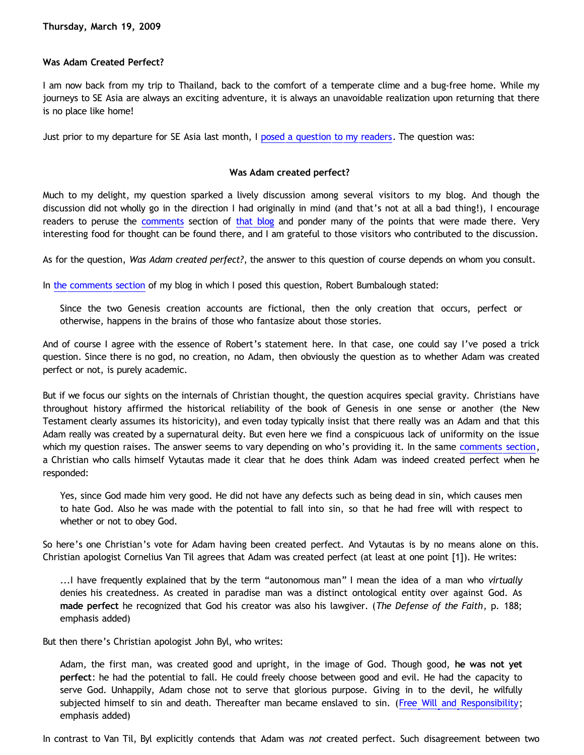**Thursday, March 19, 2009**

### Was Adam Created Perfect?

I am now back from my trip to Thailand, back to the comfort of a temperate clime and a bug-free home. While my journeys to SE Asia are always an exciting adventure, it is always an unavoidable realization upon returning that there is no place like home!

Just prior to my departure for SE Asia last month, I posed a question to my readers. The question was:

**Was Adam created perfect?**

Much to my delight, my question sparked a lively discussion among several visitors to my blog. And though the discussion did not wholly go in the direction I had originally in mind (and that's not at all a bad thing!), I encourage readers to peruse the comments section of that blog and ponder many of the points that were made there. Very interesting food for thought can be found there, and I am grateful to those visitors who contributed to the discussion.

As for the question, *Was Adam created perfect?*, the answer to this question of course depends on whom you consult.

In the comments section of my blog in which I posed this question, Robert Bumbalough stated:

> Since the two Genesis creation accounts are fictional, then the only creation that occurs, perfect or otherwise, happens in the brains of those who fantasize about those stories.

And of course I agree with the essence of Robert's statement here. In that case, one could say I've posed a trick question. Since there is no god, no creation, no Adam, then obviously the question as to whether Adam was created perfect or not, is purely academic.

But if we focus our sights on the internals of Christian thought, the question acquires special gravity. Christians have throughout history affirmed the historical reliability of the book of Genesis in one sense or another (the New Testament clearly assumes its historicity), and even today typically insist that there really was an Adam and that this Adam really was created by a supernatural deity. But even here we find a conspicuous lack of uniformity on the issue which my question raises. The answer seems to vary depending on who's providing it. In the same comments section, a Christian who calls himself Vytautas made it clear that he does think Adam was indeed created perfect when he responded:

> Yes, since God made him very good. He did not have any defects such as being dead in sin, which causes men to hate God. Also he was made with the potential to fall into sin, so that he had free will with respect to whether or not to obey God.

So here's one Christian's vote for Adam having been created perfect. And Vytautas is by no means alone on this. Christian apologist Cornelius Van Til agrees that Adam was created perfect (at least at one point [1]). He writes:

> ...I have frequently explained that by the term "autonomous man" I mean the idea of a man who *virtually* denies his createdness. As created in paradise man was a distinct ontological entity over against God. As **made perfect** he recognized that God his creator was also his lawgiver. (*The Defense of the Faith*, p. 188; emphasis added)

But then there's Christian apologist John Byl, who writes:

> Adam, the first man, was created good and upright, in the image of God. Though good, **he was not yet perfect**: he had the potential to fall. He could freely choose between good and evil. He had the capacity to serve God. Unhappily, Adam chose not to serve that glorious purpose. Giving in to the devil, he wilfully subjected himself to sin and death. Thereafter man became enslaved to sin. (Free Will and Responsibility; emphasis added)

In contrast to Van Til, Byl explicitly contends that Adam was *not* created perfect. Such disagreement between two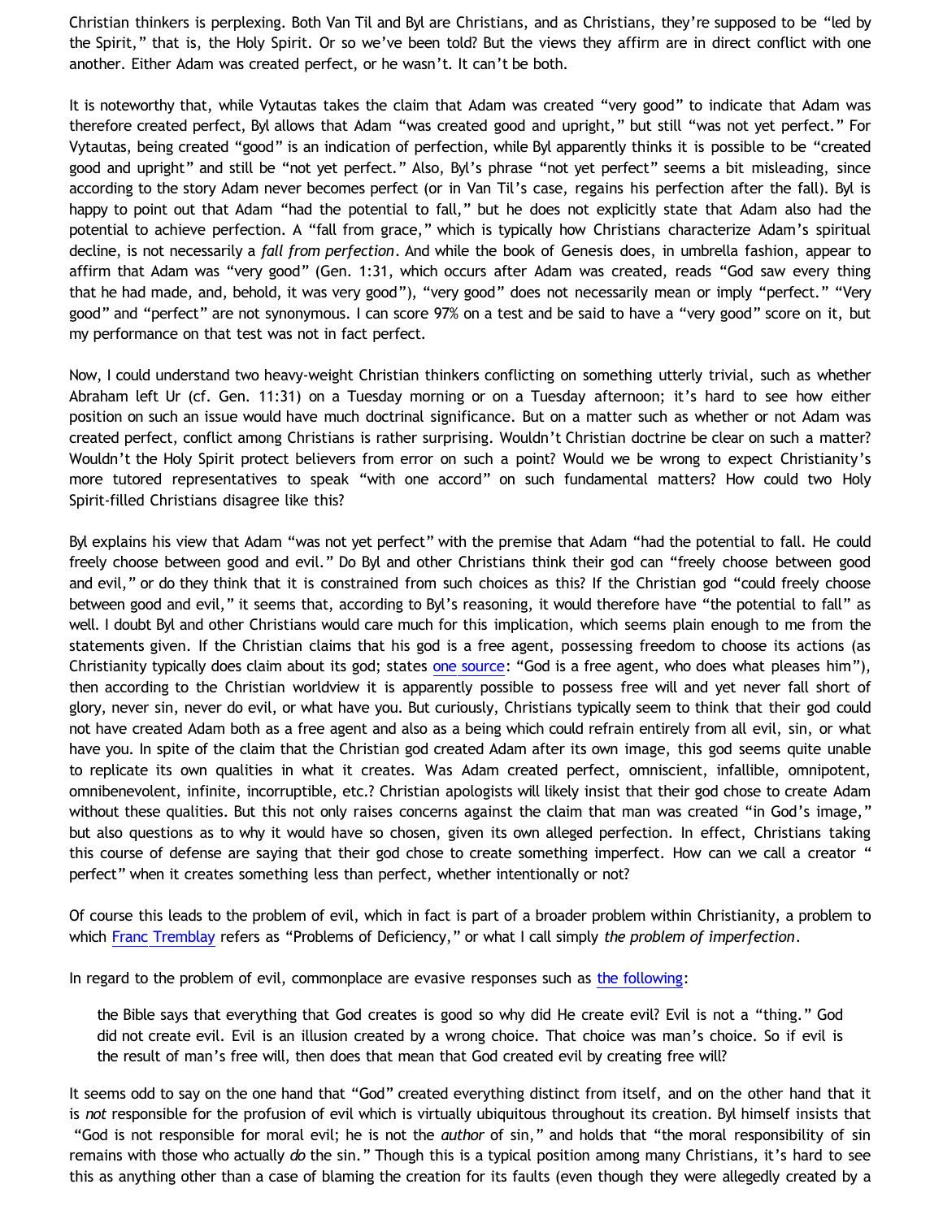Christian thinkers is perplexing. Both Van Til and Byl are Christians, and as Christians, they're supposed to be "led by the Spirit," that is, the Holy Spirit. Or so we've been told? But the views they affirm are in direct conflict with one another. Either Adam was created perfect, or he wasn't. It can't be both.

It is noteworthy that, while Vytautas takes the claim that Adam was created "very good" to indicate that Adam was therefore created perfect, Byl allows that Adam "was created good and upright," but still "was not yet perfect." For Vytautas, being created "good" is an indication of perfection, while Byl apparently thinks it is possible to be "created good and upright" and still be "not yet perfect." Also, Byl's phrase "not yet perfect" seems a bit misleading, since according to the story Adam never becomes perfect (or in Van Til's case, regains his perfection after the fall). Byl is happy to point out that Adam "had the potential to fall," but he does not explicitly state that Adam also had the potential to achieve perfection. A "fall from grace," which is typically how Christians characterize Adam's spiritual decline, is not necessarily a *fall from perfection*. And while the book of Genesis does, in umbrella fashion, appear to affirm that Adam was "very good" (Gen. 1:31, which occurs after Adam was created, reads "God saw every thing that he had made, and, behold, it was very good"), "very good" does not necessarily mean or imply "perfect." "Very good" and "perfect" are not synonymous. I can score 97% on a test and be said to have a "very good" score on it, but my performance on that test was not in fact perfect.

Now, I could understand two heavy-weight Christian thinkers conflicting on something utterly trivial, such as whether Abraham left Ur (cf. Gen. 11:31) on a Tuesday morning or on a Tuesday afternoon; it's hard to see how either position on such an issue would have much doctrinal significance. But on a matter such as whether or not Adam was created perfect, conflict among Christians is rather surprising. Wouldn't Christian doctrine be clear on such a matter? Wouldn't the Holy Spirit protect believers from error on such a point? Would we be wrong to expect Christianity's more tutored representatives to speak "with one accord" on such fundamental matters? How could two Holy Spirit-filled Christians disagree like this?

Byl explains his view that Adam "was not yet perfect" with the premise that Adam "had the potential to fall. He could freely choose between good and evil." Do Byl and other Christians think their god can "freely choose between good and evil," or do they think that it is constrained from such choices as this? If the Christian god "could freely choose between good and evil," it seems that, according to Byl's reasoning, it would therefore have "the potential to fall" as well. I doubt Byl and other Christians would care much for this implication, which seems plain enough to me from the statements given. If the Christian claims that his god is a free agent, possessing freedom to choose its actions (as Christianity typically does claim about its god; states one source: "God is a free agent, who does what pleases him"), then according to the Christian worldview it is apparently possible to possess free will and yet never fall short of glory, never sin, never do evil, or what have you. But curiously, Christians typically seem to think that their god could not have created Adam both as a free agent and also as a being which could refrain entirely from all evil, sin, or what have you. In spite of the claim that the Christian god created Adam after its own image, this god seems quite unable to replicate its own qualities in what it creates. Was Adam created perfect, omniscient, infallible, omnipotent, omnibenevolent, infinite, incorruptible, etc.? Christian apologists will likely insist that their god chose to create Adam without these qualities. But this not only raises concerns against the claim that man was created "in God's image," but also questions as to why it would have so chosen, given its own alleged perfection. In effect, Christians taking this course of defense are saying that their god chose to create something imperfect. How can we call a creator "perfect" when it creates something less than perfect, whether intentionally or not?

Of course this leads to the problem of evil, which in fact is part of a broader problem within Christianity, a problem to which Franc Tremblay refers as "Problems of Deficiency," or what I call simply *the problem of imperfection*.

In regard to the problem of evil, commonplace are evasive responses such as the following:

> the Bible says that everything that God creates is good so why did He create evil? Evil is not a "thing." God did not create evil. Evil is an illusion created by a wrong choice. That choice was man's choice. So if evil is the result of man's free will, then does that mean that God created evil by creating free will?

It seems odd to say on the one hand that "God" created everything distinct from itself, and on the other hand that it is *not* responsible for the profusion of evil which is virtually ubiquitous throughout its creation. Byl himself insists that "God is not responsible for moral evil; he is not the *author* of sin," and holds that "the moral responsibility of sin remains with those who actually *do* the sin." Though this is a typical position among many Christians, it's hard to see this as anything other than a case of blaming the creation for its faults (even though they were allegedly created by a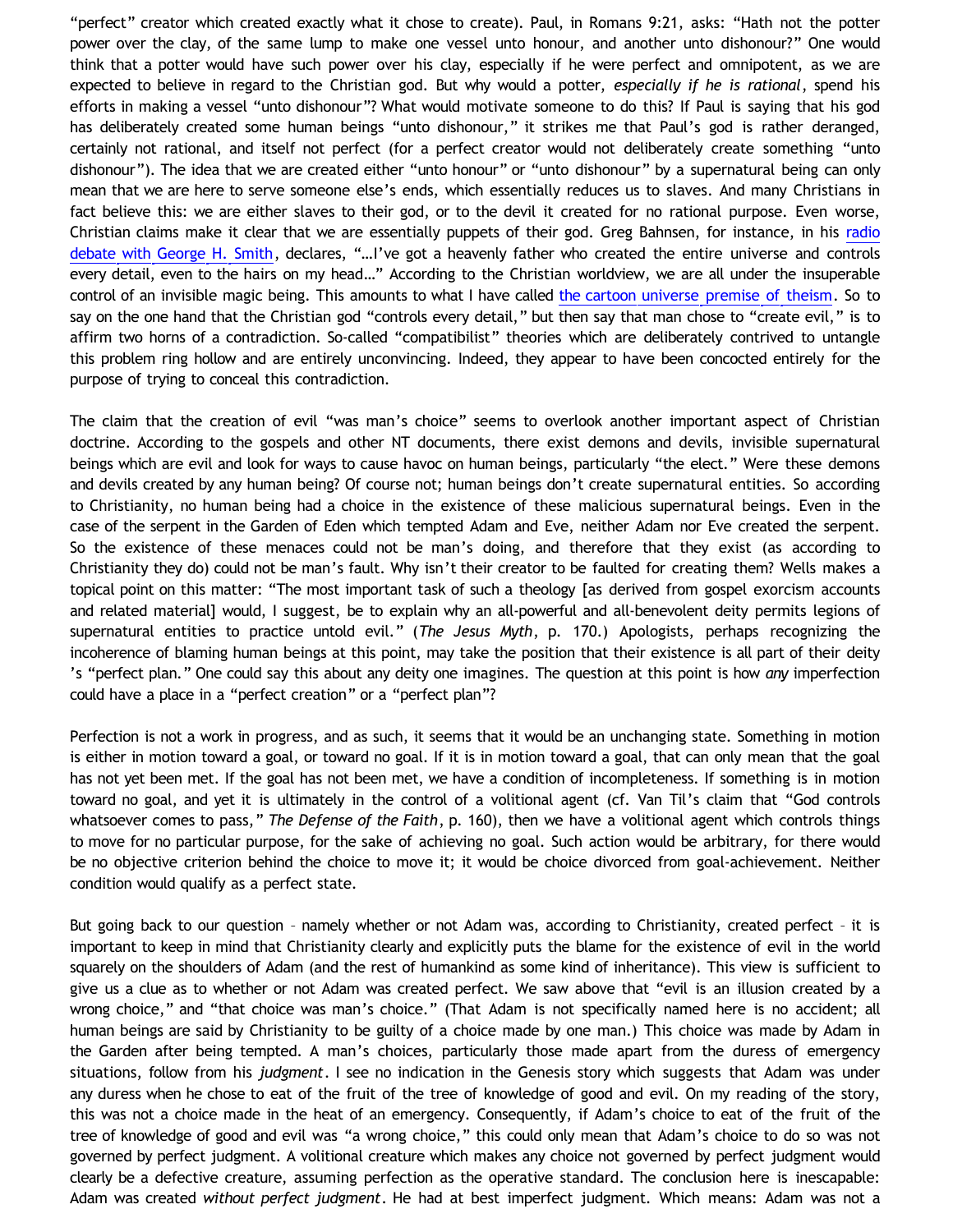"perfect" creator which created exactly what it chose to create). Paul, in Romans 9:21, asks: "Hath not the potter power over the clay, of the same lump to make one vessel unto honour, and another unto dishonour?" One would think that a potter would have such power over his clay, especially if he were perfect and omnipotent, as we are expected to believe in regard to the Christian god. But why would a potter, *especially if he is rational*, spend his efforts in making a vessel "unto dishonour"? What would motivate someone to do this? If Paul is saying that his god has deliberately created some human beings "unto dishonour," it strikes me that Paul's god is rather deranged, certainly not rational, and itself not perfect (for a perfect creator would not deliberately create something "unto dishonour"). The idea that we are created either "unto honour" or "unto dishonour" by a supernatural being can only mean that we are here to serve someone else's ends, which essentially reduces us to slaves. And many Christians in fact believe this: we are either slaves to their god, or to the devil it created for no rational purpose. Even worse, Christian claims make it clear that we are essentially puppets of their god. Greg Bahnsen, for instance, in his radio debate with George H. Smith, declares, "…I've got a heavenly father who created the entire universe and controls every detail, even to the hairs on my head…" According to the Christian worldview, we are all under the insuperable control of an invisible magic being. This amounts to what I have called the cartoon universe premise of theism. So to say on the one hand that the Christian god "controls every detail," but then say that man chose to "create evil," is to affirm two horns of a contradiction. So-called "compatibilist" theories which are deliberately contrived to untangle this problem ring hollow and are entirely unconvincing. Indeed, they appear to have been concocted entirely for the purpose of trying to conceal this contradiction.

The claim that the creation of evil "was man's choice" seems to overlook another important aspect of Christian doctrine. According to the gospels and other NT documents, there exist demons and devils, invisible supernatural beings which are evil and look for ways to cause havoc on human beings, particularly "the elect." Were these demons and devils created by any human being? Of course not; human beings don't create supernatural entities. So according to Christianity, no human being had a choice in the existence of these malicious supernatural beings. Even in the case of the serpent in the Garden of Eden which tempted Adam and Eve, neither Adam nor Eve created the serpent. So the existence of these menaces could not be man's doing, and therefore that they exist (as according to Christianity they do) could not be man's fault. Why isn't their creator to be faulted for creating them? Wells makes a topical point on this matter: "The most important task of such a theology [as derived from gospel exorcism accounts and related material] would, I suggest, be to explain why an all-powerful and all-benevolent deity permits legions of supernatural entities to practice untold evil." (*The Jesus Myth*, p. 170.) Apologists, perhaps recognizing the incoherence of blaming human beings at this point, may take the position that their existence is all part of their deity's "perfect plan." One could say this about any deity one imagines. The question at this point is how *any* imperfection could have a place in a "perfect creation" or a "perfect plan"?

Perfection is not a work in progress, and as such, it seems that it would be an unchanging state. Something in motion is either in motion toward a goal, or toward no goal. If it is in motion toward a goal, that can only mean that the goal has not yet been met. If the goal has not been met, we have a condition of incompleteness. If something is in motion toward no goal, and yet it is ultimately in the control of a volitional agent (cf. Van Til's claim that "God controls whatsoever comes to pass," *The Defense of the Faith*, p. 160), then we have a volitional agent which controls things to move for no particular purpose, for the sake of achieving no goal. Such action would be arbitrary, for there would be no objective criterion behind the choice to move it; it would be choice divorced from goal-achievement. Neither condition would qualify as a perfect state.

But going back to our question – namely whether or not Adam was, according to Christianity, created perfect – it is important to keep in mind that Christianity clearly and explicitly puts the blame for the existence of evil in the world squarely on the shoulders of Adam (and the rest of humankind as some kind of inheritance). This view is sufficient to give us a clue as to whether or not Adam was created perfect. We saw above that "evil is an illusion created by a wrong choice," and "that choice was man's choice." (That Adam is not specifically named here is no accident; all human beings are said by Christianity to be guilty of a choice made by one man.) This choice was made by Adam in the Garden after being tempted. A man's choices, particularly those made apart from the duress of emergency situations, follow from his *judgment*. I see no indication in the Genesis story which suggests that Adam was under any duress when he chose to eat of the fruit of the tree of knowledge of good and evil. On my reading of the story, this was not a choice made in the heat of an emergency. Consequently, if Adam's choice to eat of the fruit of the tree of knowledge of good and evil was "a wrong choice," this could only mean that Adam's choice to do so was not governed by perfect judgment. A volitional creature which makes any choice not governed by perfect judgment would clearly be a defective creature, assuming perfection as the operative standard. The conclusion here is inescapable: Adam was created *without perfect judgment*. He had at best imperfect judgment. Which means: Adam was not a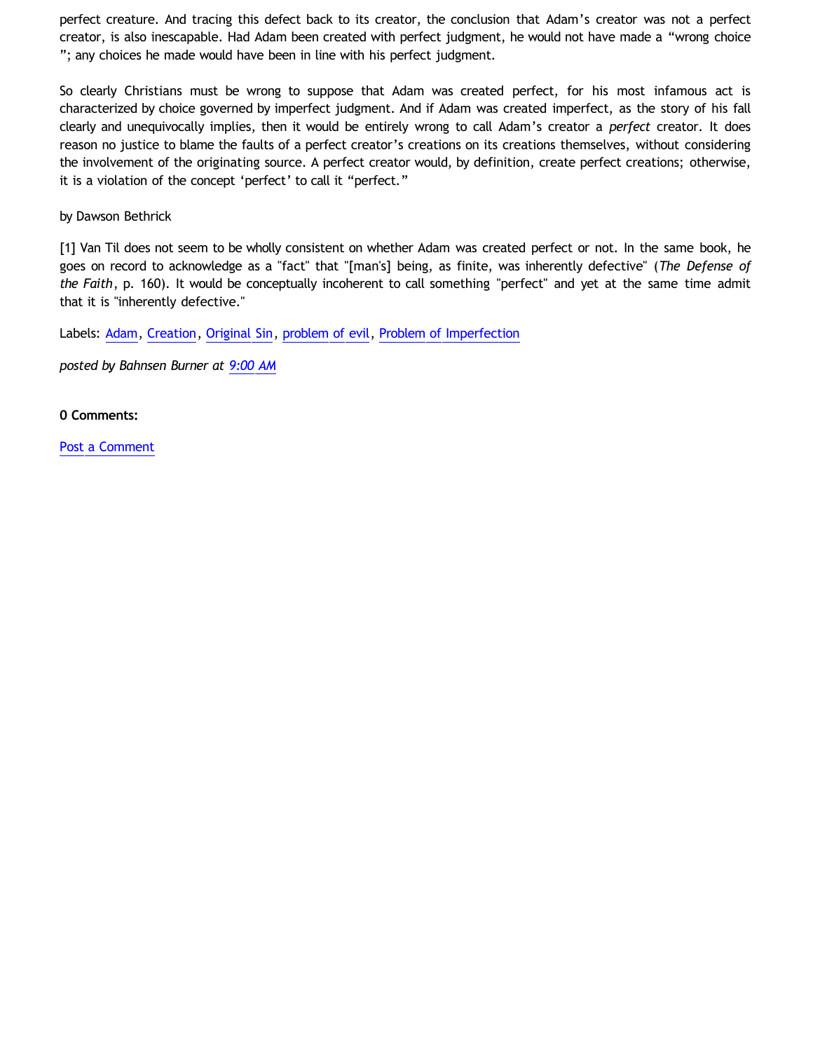perfect creature. And tracing this defect back to its creator, the conclusion that Adam's creator was not a perfect creator, is also inescapable. Had Adam been created with perfect judgment, he would not have made a "wrong choice"; any choices he made would have been in line with his perfect judgment.

So clearly Christians must be wrong to suppose that Adam was created perfect, for his most infamous act is characterized by choice governed by imperfect judgment. And if Adam was created imperfect, as the story of his fall clearly and unequivocally implies, then it would be entirely wrong to call Adam's creator a *perfect* creator. It does reason no justice to blame the faults of a perfect creator's creations on its creations themselves, without considering the involvement of the originating source. A perfect creator would, by definition, create perfect creations; otherwise, it is a violation of the concept 'perfect' to call it "perfect."

by Dawson Bethrick

[1] Van Til does not seem to be wholly consistent on whether Adam was created perfect or not. In the same book, he goes on record to acknowledge as a "fact" that "[man's] being, as finite, was inherently defective" (*The Defense of the Faith*, p. 160). It would be conceptually incoherent to call something "perfect" and yet at the same time admit that it is "inherently defective."

Labels: Adam, Creation, Original Sin, problem of evil, Problem of Imperfection

*posted by Bahnsen Burner at 9:00 AM*

**0 Comments:**

Post a Comment